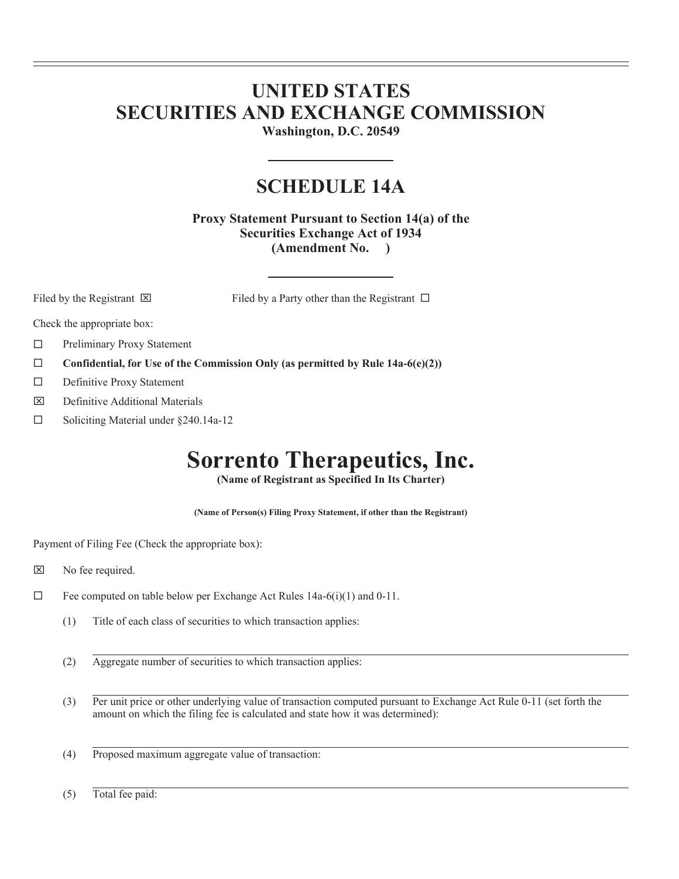# UNITED STATES
# SECURITIES AND EXCHANGE COMMISSION

**Washington, D.C. 20549**

## SCHEDULE 14A

**Proxy Statement Pursuant to Section 14(a) of the Securities Exchange Act of 1934**
**(Amendment No. )**

Filed by the Registrant ☒ Filed by a Party other than the Registrant ☐

Check the appropriate box:

☐ Preliminary Proxy Statement

☐ **Confidential, for Use of the Commission Only (as permitted by Rule 14a-6(e)(2))**

☐ Definitive Proxy Statement

☒ Definitive Additional Materials

☐ Soliciting Material under §240.14a-12

# Sorrento Therapeutics, Inc.

**(Name of Registrant as Specified In Its Charter)**

**(Name of Person(s) Filing Proxy Statement, if other than the Registrant)**

Payment of Filing Fee (Check the appropriate box):

☒ No fee required.

☐ Fee computed on table below per Exchange Act Rules 14a-6(i)(1) and 0-11.

(1) Title of each class of securities to which transaction applies:

(2) Aggregate number of securities to which transaction applies:

(3) Per unit price or other underlying value of transaction computed pursuant to Exchange Act Rule 0-11 (set forth the amount on which the filing fee is calculated and state how it was determined):

(4) Proposed maximum aggregate value of transaction:

(5) Total fee paid: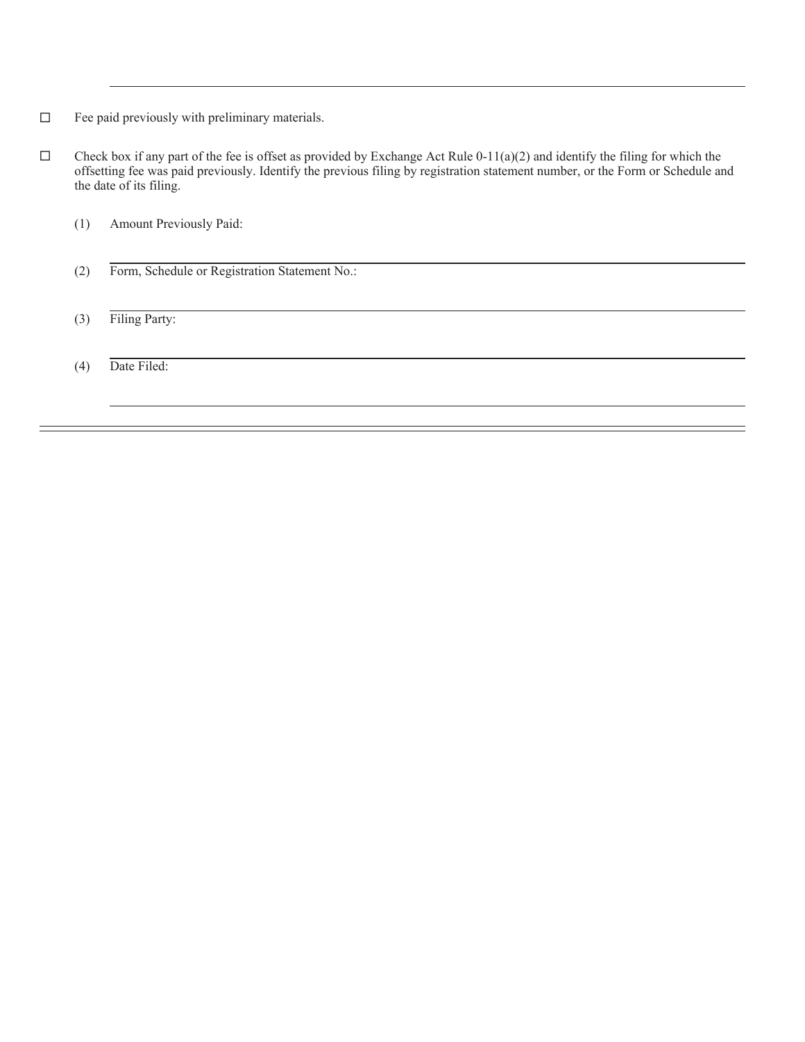☐ Fee paid previously with preliminary materials.

☐ Check box if any part of the fee is offset as provided by Exchange Act Rule 0-11(a)(2) and identify the filing for which the offsetting fee was paid previously. Identify the previous filing by registration statement number, or the Form or Schedule and the date of its filing.

(1) Amount Previously Paid:

(2) Form, Schedule or Registration Statement No.:

(3) Filing Party:

(4) Date Filed: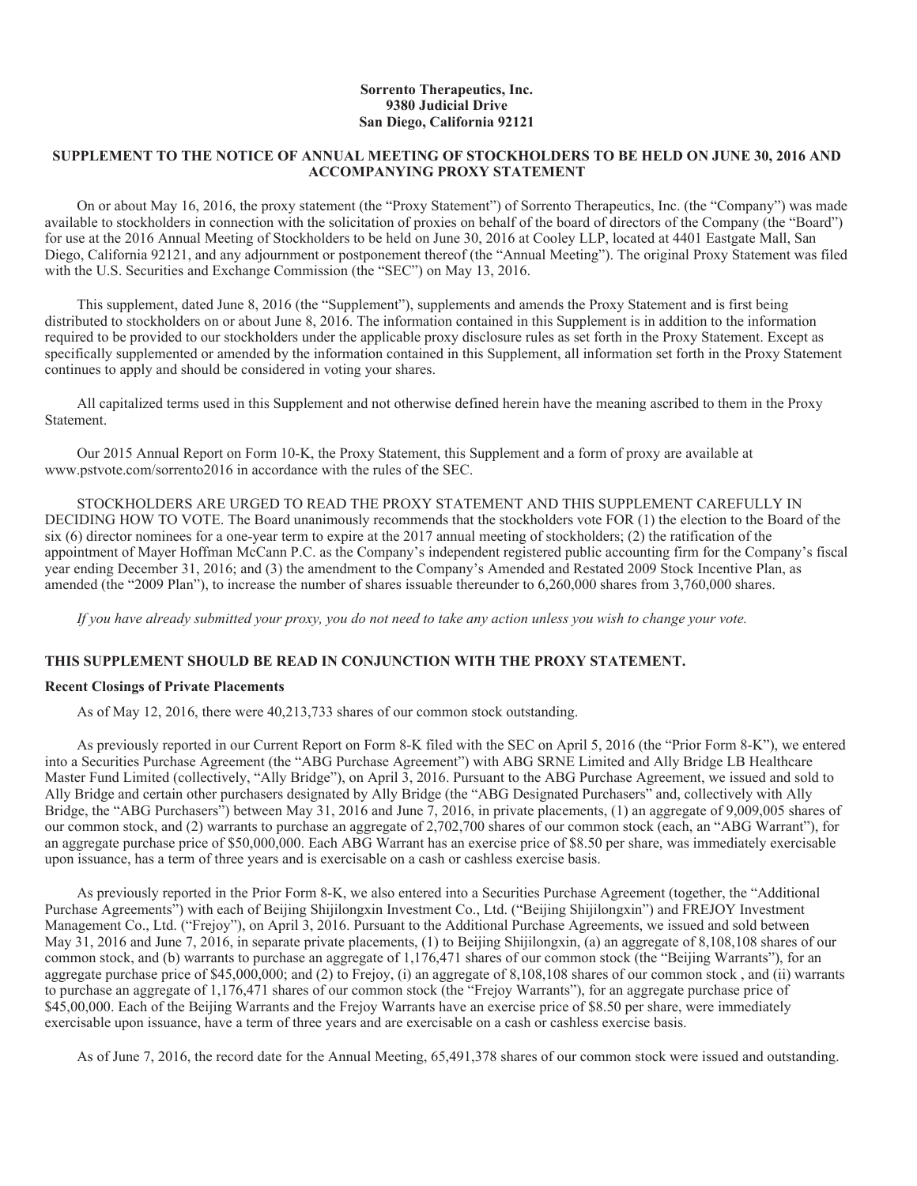**Sorrento Therapeutics, Inc.**
**9380 Judicial Drive**
**San Diego, California 92121**

## SUPPLEMENT TO THE NOTICE OF ANNUAL MEETING OF STOCKHOLDERS TO BE HELD ON JUNE 30, 2016 AND ACCOMPANYING PROXY STATEMENT

On or about May 16, 2016, the proxy statement (the "Proxy Statement") of Sorrento Therapeutics, Inc. (the "Company") was made available to stockholders in connection with the solicitation of proxies on behalf of the board of directors of the Company (the "Board") for use at the 2016 Annual Meeting of Stockholders to be held on June 30, 2016 at Cooley LLP, located at 4401 Eastgate Mall, San Diego, California 92121, and any adjournment or postponement thereof (the "Annual Meeting"). The original Proxy Statement was filed with the U.S. Securities and Exchange Commission (the "SEC") on May 13, 2016.

This supplement, dated June 8, 2016 (the "Supplement"), supplements and amends the Proxy Statement and is first being distributed to stockholders on or about June 8, 2016. The information contained in this Supplement is in addition to the information required to be provided to our stockholders under the applicable proxy disclosure rules as set forth in the Proxy Statement. Except as specifically supplemented or amended by the information contained in this Supplement, all information set forth in the Proxy Statement continues to apply and should be considered in voting your shares.

All capitalized terms used in this Supplement and not otherwise defined herein have the meaning ascribed to them in the Proxy Statement.

Our 2015 Annual Report on Form 10-K, the Proxy Statement, this Supplement and a form of proxy are available at www.pstvote.com/sorrento2016 in accordance with the rules of the SEC.

STOCKHOLDERS ARE URGED TO READ THE PROXY STATEMENT AND THIS SUPPLEMENT CAREFULLY IN DECIDING HOW TO VOTE. The Board unanimously recommends that the stockholders vote FOR (1) the election to the Board of the six (6) director nominees for a one-year term to expire at the 2017 annual meeting of stockholders; (2) the ratification of the appointment of Mayer Hoffman McCann P.C. as the Company's independent registered public accounting firm for the Company's fiscal year ending December 31, 2016; and (3) the amendment to the Company's Amended and Restated 2009 Stock Incentive Plan, as amended (the "2009 Plan"), to increase the number of shares issuable thereunder to 6,260,000 shares from 3,760,000 shares.

*If you have already submitted your proxy, you do not need to take any action unless you wish to change your vote.*

### THIS SUPPLEMENT SHOULD BE READ IN CONJUNCTION WITH THE PROXY STATEMENT.

#### Recent Closings of Private Placements

As of May 12, 2016, there were 40,213,733 shares of our common stock outstanding.

As previously reported in our Current Report on Form 8-K filed with the SEC on April 5, 2016 (the "Prior Form 8-K"), we entered into a Securities Purchase Agreement (the "ABG Purchase Agreement") with ABG SRNE Limited and Ally Bridge LB Healthcare Master Fund Limited (collectively, "Ally Bridge"), on April 3, 2016. Pursuant to the ABG Purchase Agreement, we issued and sold to Ally Bridge and certain other purchasers designated by Ally Bridge (the "ABG Designated Purchasers" and, collectively with Ally Bridge, the "ABG Purchasers") between May 31, 2016 and June 7, 2016, in private placements, (1) an aggregate of 9,009,005 shares of our common stock, and (2) warrants to purchase an aggregate of 2,702,700 shares of our common stock (each, an "ABG Warrant"), for an aggregate purchase price of $50,000,000. Each ABG Warrant has an exercise price of $8.50 per share, was immediately exercisable upon issuance, has a term of three years and is exercisable on a cash or cashless exercise basis.

As previously reported in the Prior Form 8-K, we also entered into a Securities Purchase Agreement (together, the "Additional Purchase Agreements") with each of Beijing Shijilongxin Investment Co., Ltd. ("Beijing Shijilongxin") and FREJOY Investment Management Co., Ltd. ("Frejoy"), on April 3, 2016. Pursuant to the Additional Purchase Agreements, we issued and sold between May 31, 2016 and June 7, 2016, in separate private placements, (1) to Beijing Shijilongxin, (a) an aggregate of 8,108,108 shares of our common stock, and (b) warrants to purchase an aggregate of 1,176,471 shares of our common stock (the "Beijing Warrants"), for an aggregate purchase price of $45,000,000; and (2) to Frejoy, (i) an aggregate of 8,108,108 shares of our common stock , and (ii) warrants to purchase an aggregate of 1,176,471 shares of our common stock (the "Frejoy Warrants"), for an aggregate purchase price of $45,00,000. Each of the Beijing Warrants and the Frejoy Warrants have an exercise price of $8.50 per share, were immediately exercisable upon issuance, have a term of three years and are exercisable on a cash or cashless exercise basis.

As of June 7, 2016, the record date for the Annual Meeting, 65,491,378 shares of our common stock were issued and outstanding.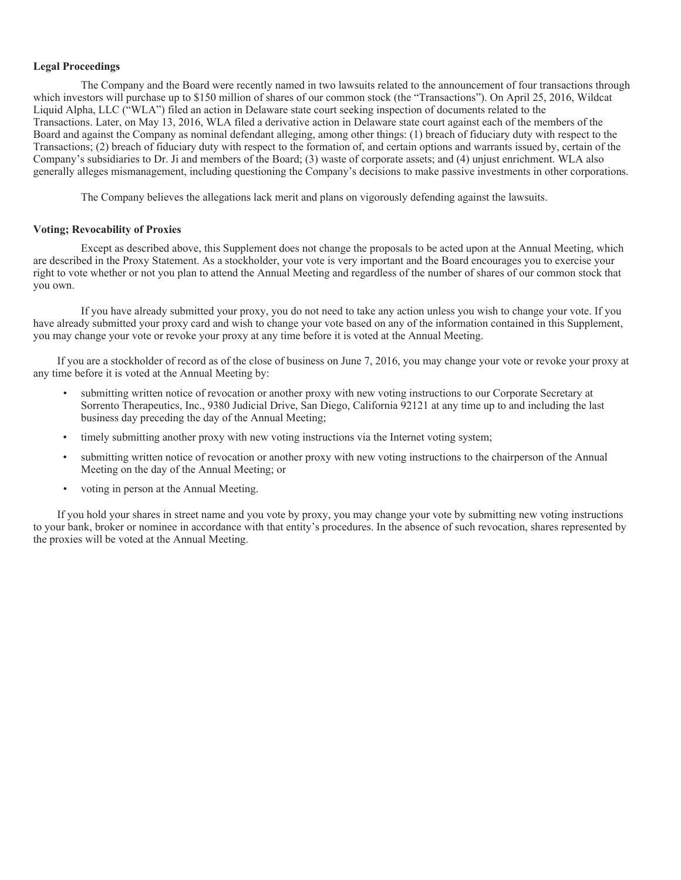**Legal Proceedings**

The Company and the Board were recently named in two lawsuits related to the announcement of four transactions through which investors will purchase up to $150 million of shares of our common stock (the "Transactions"). On April 25, 2016, Wildcat Liquid Alpha, LLC ("WLA") filed an action in Delaware state court seeking inspection of documents related to the Transactions. Later, on May 13, 2016, WLA filed a derivative action in Delaware state court against each of the members of the Board and against the Company as nominal defendant alleging, among other things: (1) breach of fiduciary duty with respect to the Transactions; (2) breach of fiduciary duty with respect to the formation of, and certain options and warrants issued by, certain of the Company's subsidiaries to Dr. Ji and members of the Board; (3) waste of corporate assets; and (4) unjust enrichment. WLA also generally alleges mismanagement, including questioning the Company's decisions to make passive investments in other corporations.

The Company believes the allegations lack merit and plans on vigorously defending against the lawsuits.

**Voting; Revocability of Proxies**

Except as described above, this Supplement does not change the proposals to be acted upon at the Annual Meeting, which are described in the Proxy Statement. As a stockholder, your vote is very important and the Board encourages you to exercise your right to vote whether or not you plan to attend the Annual Meeting and regardless of the number of shares of our common stock that you own.

If you have already submitted your proxy, you do not need to take any action unless you wish to change your vote. If you have already submitted your proxy card and wish to change your vote based on any of the information contained in this Supplement, you may change your vote or revoke your proxy at any time before it is voted at the Annual Meeting.

If you are a stockholder of record as of the close of business on June 7, 2016, you may change your vote or revoke your proxy at any time before it is voted at the Annual Meeting by:

- submitting written notice of revocation or another proxy with new voting instructions to our Corporate Secretary at Sorrento Therapeutics, Inc., 9380 Judicial Drive, San Diego, California 92121 at any time up to and including the last business day preceding the day of the Annual Meeting;
- timely submitting another proxy with new voting instructions via the Internet voting system;
- submitting written notice of revocation or another proxy with new voting instructions to the chairperson of the Annual Meeting on the day of the Annual Meeting; or
- voting in person at the Annual Meeting.

If you hold your shares in street name and you vote by proxy, you may change your vote by submitting new voting instructions to your bank, broker or nominee in accordance with that entity's procedures. In the absence of such revocation, shares represented by the proxies will be voted at the Annual Meeting.